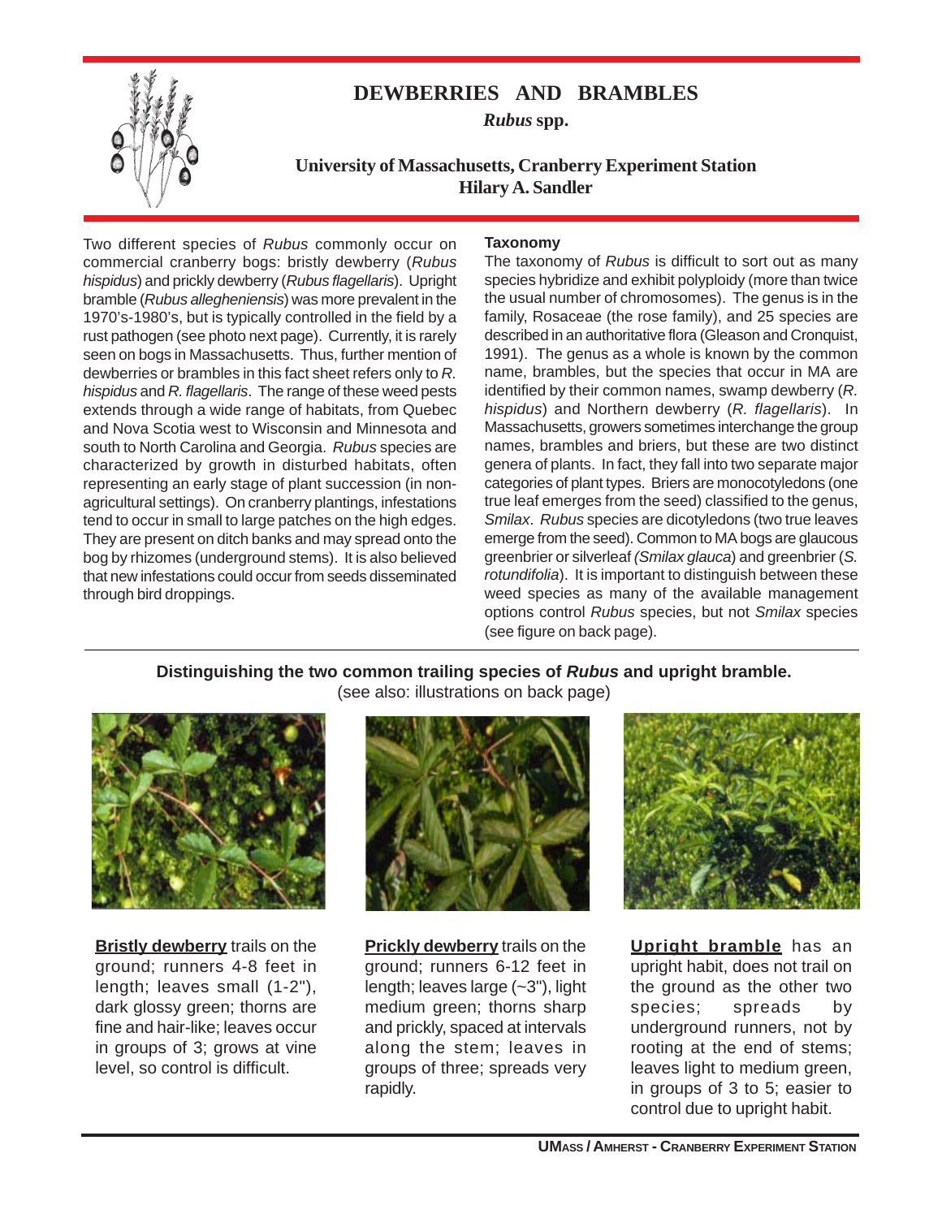# DEWBERRIES AND BRAMBLES

***Rubus* spp.**

**University of Massachusetts, Cranberry Experiment Station**
**Hilary A. Sandler**

Two different species of *Rubus* commonly occur on commercial cranberry bogs: bristly dewberry (*Rubus hispidus*) and prickly dewberry (*Rubus flagellaris*). Upright bramble (*Rubus allegheniensis*) was more prevalent in the 1970's-1980's, but is typically controlled in the field by a rust pathogen (see photo next page). Currently, it is rarely seen on bogs in Massachusetts. Thus, further mention of dewberries or brambles in this fact sheet refers only to *R. hispidus* and *R. flagellaris*. The range of these weed pests extends through a wide range of habitats, from Quebec and Nova Scotia west to Wisconsin and Minnesota and south to North Carolina and Georgia. *Rubus* species are characterized by growth in disturbed habitats, often representing an early stage of plant succession (in non-agricultural settings). On cranberry plantings, infestations tend to occur in small to large patches on the high edges. They are present on ditch banks and may spread onto the bog by rhizomes (underground stems). It is also believed that new infestations could occur from seeds disseminated through bird droppings.

**Taxonomy**

The taxonomy of *Rubus* is difficult to sort out as many species hybridize and exhibit polyploidy (more than twice the usual number of chromosomes). The genus is in the family, Rosaceae (the rose family), and 25 species are described in an authoritative flora (Gleason and Cronquist, 1991). The genus as a whole is known by the common name, brambles, but the species that occur in MA are identified by their common names, swamp dewberry (*R. hispidus*) and Northern dewberry (*R. flagellaris*). In Massachusetts, growers sometimes interchange the group names, brambles and briers, but these are two distinct genera of plants. In fact, they fall into two separate major categories of plant types. Briers are monocotyledons (one true leaf emerges from the seed) classified to the genus, *Smilax*. *Rubus* species are dicotyledons (two true leaves emerge from the seed). Common to MA bogs are glaucous greenbrier or silverleaf *(Smilax glauca*) and greenbrier (*S. rotundifolia*). It is important to distinguish between these weed species as many of the available management options control *Rubus* species, but not *Smilax* species (see figure on back page).

**Distinguishing the two common trailing species of *Rubus* and upright bramble.**
(see also: illustrations on back page)

**Bristly dewberry** trails on the ground; runners 4-8 feet in length; leaves small (1-2"), dark glossy green; thorns are fine and hair-like; leaves occur in groups of 3; grows at vine level, so control is difficult.

**Prickly dewberry** trails on the ground; runners 6-12 feet in length; leaves large (~3"), light medium green; thorns sharp and prickly, spaced at intervals along the stem; leaves in groups of three; spreads very rapidly.

**Upright bramble** has an upright habit, does not trail on the ground as the other two species; spreads by underground runners, not by rooting at the end of stems; leaves light to medium green, in groups of 3 to 5; easier to control due to upright habit.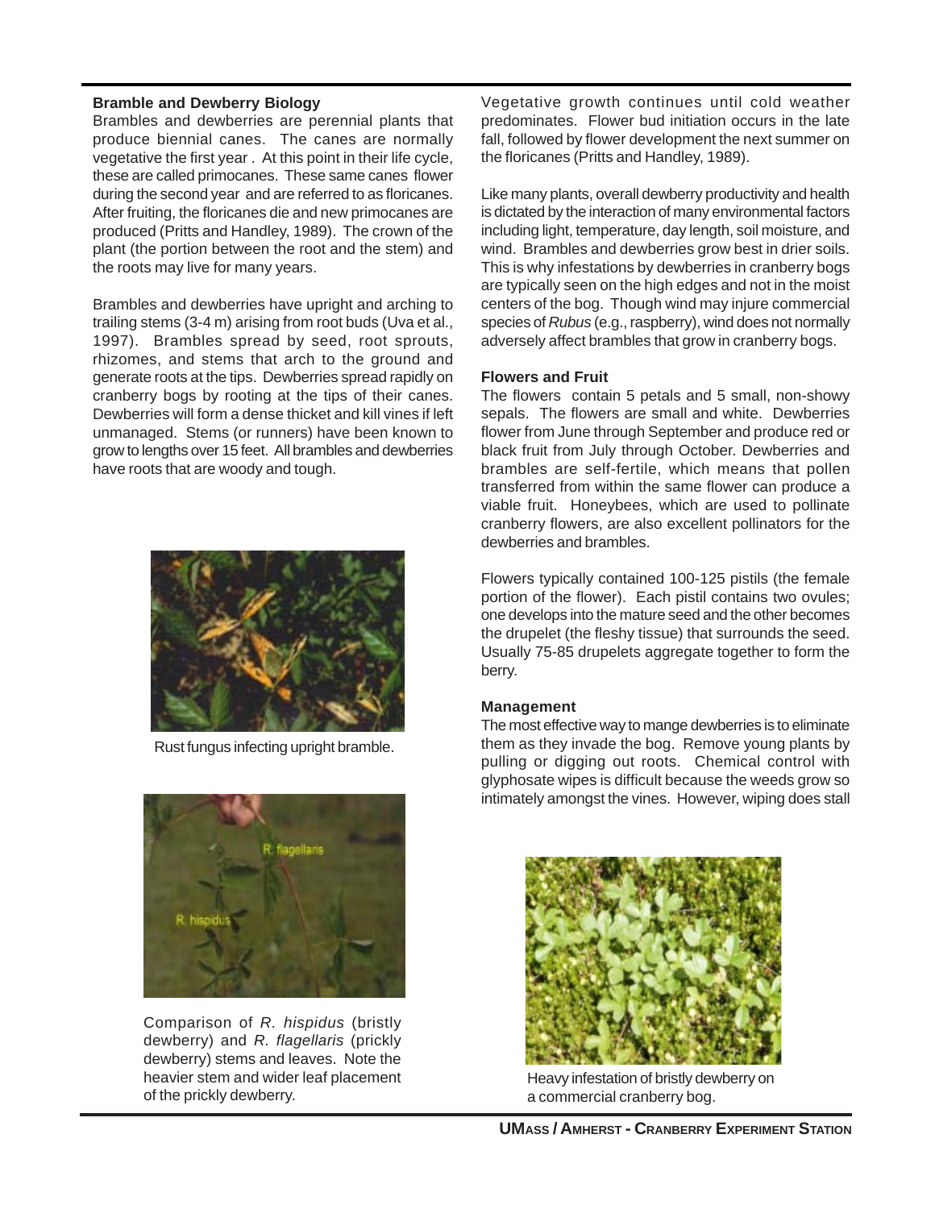### Bramble and Dewberry Biology

Brambles and dewberries are perennial plants that produce biennial canes. The canes are normally vegetative the first year . At this point in their life cycle, these are called primocanes. These same canes flower during the second year and are referred to as floricanes. After fruiting, the floricanes die and new primocanes are produced (Pritts and Handley, 1989). The crown of the plant (the portion between the root and the stem) and the roots may live for many years.

Brambles and dewberries have upright and arching to trailing stems (3-4 m) arising from root buds (Uva et al., 1997). Brambles spread by seed, root sprouts, rhizomes, and stems that arch to the ground and generate roots at the tips. Dewberries spread rapidly on cranberry bogs by rooting at the tips of their canes. Dewberries will form a dense thicket and kill vines if left unmanaged. Stems (or runners) have been known to grow to lengths over 15 feet. All brambles and dewberries have roots that are woody and tough.

Rust fungus infecting upright bramble.

Comparison of *R. hispidus* (bristly dewberry) and *R. flagellaris* (prickly dewberry) stems and leaves. Note the heavier stem and wider leaf placement of the prickly dewberry.

Vegetative growth continues until cold weather predominates. Flower bud initiation occurs in the late fall, followed by flower development the next summer on the floricanes (Pritts and Handley, 1989).

Like many plants, overall dewberry productivity and health is dictated by the interaction of many environmental factors including light, temperature, day length, soil moisture, and wind. Brambles and dewberries grow best in drier soils. This is why infestations by dewberries in cranberry bogs are typically seen on the high edges and not in the moist centers of the bog. Though wind may injure commercial species of *Rubus* (e.g., raspberry), wind does not normally adversely affect brambles that grow in cranberry bogs.

### Flowers and Fruit

The flowers contain 5 petals and 5 small, non-showy sepals. The flowers are small and white. Dewberries flower from June through September and produce red or black fruit from July through October. Dewberries and brambles are self-fertile, which means that pollen transferred from within the same flower can produce a viable fruit. Honeybees, which are used to pollinate cranberry flowers, are also excellent pollinators for the dewberries and brambles.

Flowers typically contained 100-125 pistils (the female portion of the flower). Each pistil contains two ovules; one develops into the mature seed and the other becomes the drupelet (the fleshy tissue) that surrounds the seed. Usually 75-85 drupelets aggregate together to form the berry.

### Management

The most effective way to mange dewberries is to eliminate them as they invade the bog. Remove young plants by pulling or digging out roots. Chemical control with glyphosate wipes is difficult because the weeds grow so intimately amongst the vines. However, wiping does stall

Heavy infestation of bristly dewberry on a commercial cranberry bog.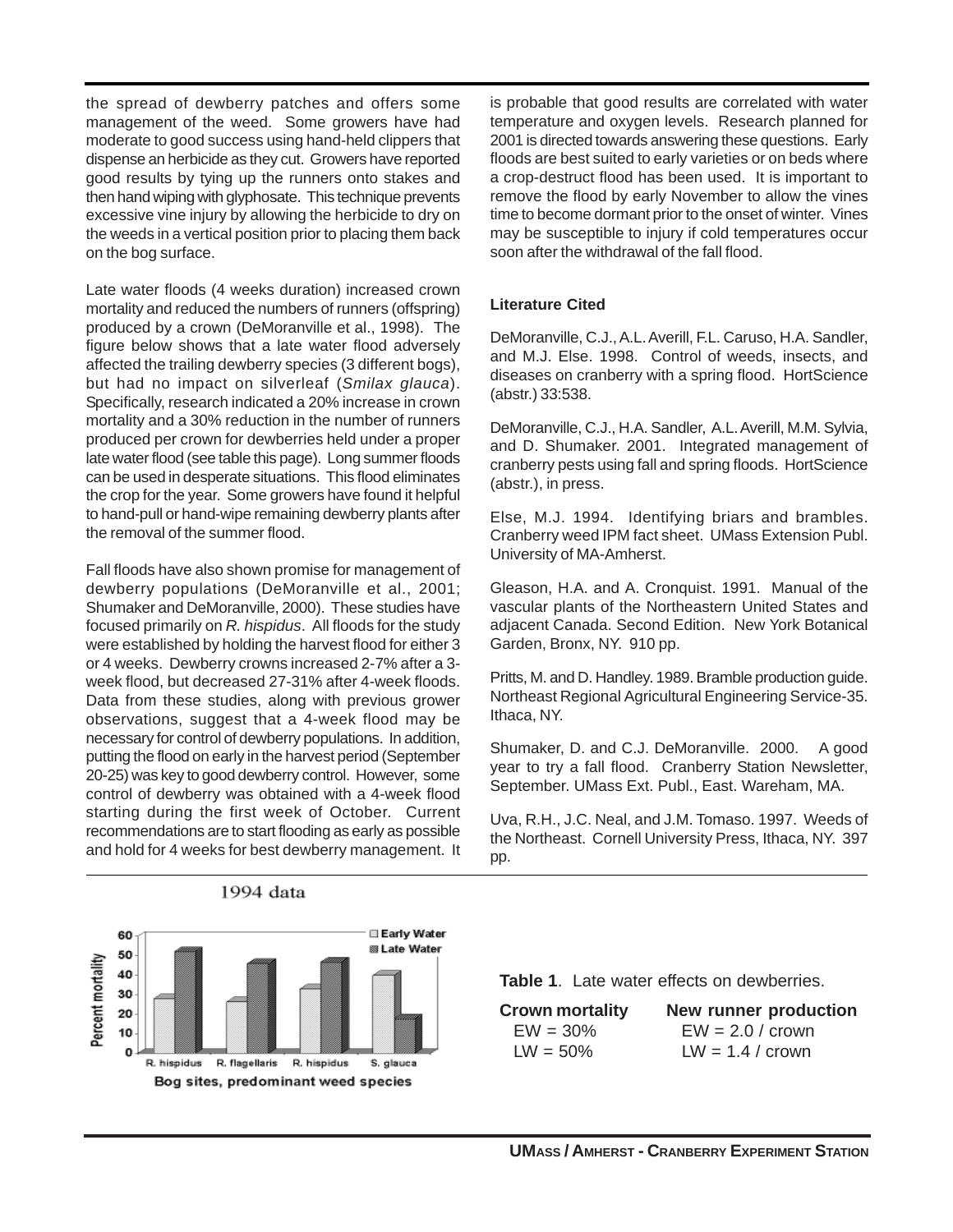the spread of dewberry patches and offers some management of the weed. Some growers have had moderate to good success using hand-held clippers that dispense an herbicide as they cut. Growers have reported good results by tying up the runners onto stakes and then hand wiping with glyphosate. This technique prevents excessive vine injury by allowing the herbicide to dry on the weeds in a vertical position prior to placing them back on the bog surface.

Late water floods (4 weeks duration) increased crown mortality and reduced the numbers of runners (offspring) produced by a crown (DeMoranville et al., 1998). The figure below shows that a late water flood adversely affected the trailing dewberry species (3 different bogs), but had no impact on silverleaf (*Smilax glauca*). Specifically, research indicated a 20% increase in crown mortality and a 30% reduction in the number of runners produced per crown for dewberries held under a proper late water flood (see table this page). Long summer floods can be used in desperate situations. This flood eliminates the crop for the year. Some growers have found it helpful to hand-pull or hand-wipe remaining dewberry plants after the removal of the summer flood.

Fall floods have also shown promise for management of dewberry populations (DeMoranville et al., 2001; Shumaker and DeMoranville, 2000). These studies have focused primarily on *R. hispidus*. All floods for the study were established by holding the harvest flood for either 3 or 4 weeks. Dewberry crowns increased 2-7% after a 3-week flood, but decreased 27-31% after 4-week floods. Data from these studies, along with previous grower observations, suggest that a 4-week flood may be necessary for control of dewberry populations. In addition, putting the flood on early in the harvest period (September 20-25) was key to good dewberry control. However, some control of dewberry was obtained with a 4-week flood starting during the first week of October. Current recommendations are to start flooding as early as possible and hold for 4 weeks for best dewberry management. It is probable that good results are correlated with water temperature and oxygen levels. Research planned for 2001 is directed towards answering these questions. Early floods are best suited to early varieties or on beds where a crop-destruct flood has been used. It is important to remove the flood by early November to allow the vines time to become dormant prior to the onset of winter. Vines may be susceptible to injury if cold temperatures occur soon after the withdrawal of the fall flood.

### Literature Cited

DeMoranville, C.J., A.L. Averill, F.L. Caruso, H.A. Sandler, and M.J. Else. 1998. Control of weeds, insects, and diseases on cranberry with a spring flood. HortScience (abstr.) 33:538.

DeMoranville, C.J., H.A. Sandler, A.L. Averill, M.M. Sylvia, and D. Shumaker. 2001. Integrated management of cranberry pests using fall and spring floods. HortScience (abstr.), in press.

Else, M.J. 1994. Identifying briars and brambles. Cranberry weed IPM fact sheet. UMass Extension Publ. University of MA-Amherst.

Gleason, H.A. and A. Cronquist. 1991. Manual of the vascular plants of the Northeastern United States and adjacent Canada. Second Edition. New York Botanical Garden, Bronx, NY. 910 pp.

Pritts, M. and D. Handley. 1989. Bramble production guide. Northeast Regional Agricultural Engineering Service-35. Ithaca, NY.

Shumaker, D. and C.J. DeMoranville. 2000. A good year to try a fall flood. Cranberry Station Newsletter, September. UMass Ext. Publ., East. Wareham, MA.

Uva, R.H., J.C. Neal, and J.M. Tomaso. 1997. Weeds of the Northeast. Cornell University Press, Ithaca, NY. 397 pp.

1994 data

| Bog sites, predominant weed species | Early Water (Percent mortality) | Late Water (Percent mortality) |
|---|---|---|
| R. hispidus | 28 | 52 |
| R. flagellaris | 26 | 46 |
| R. hispidus | 33 | 47 |
| S. glauca | 40 | 18 |

**Table 1**. Late water effects on dewberries.

| Crown mortality | New runner production |
|---|---|
| EW = 30% | EW = 2.0 / crown |
| LW = 50% | LW = 1.4 / crown |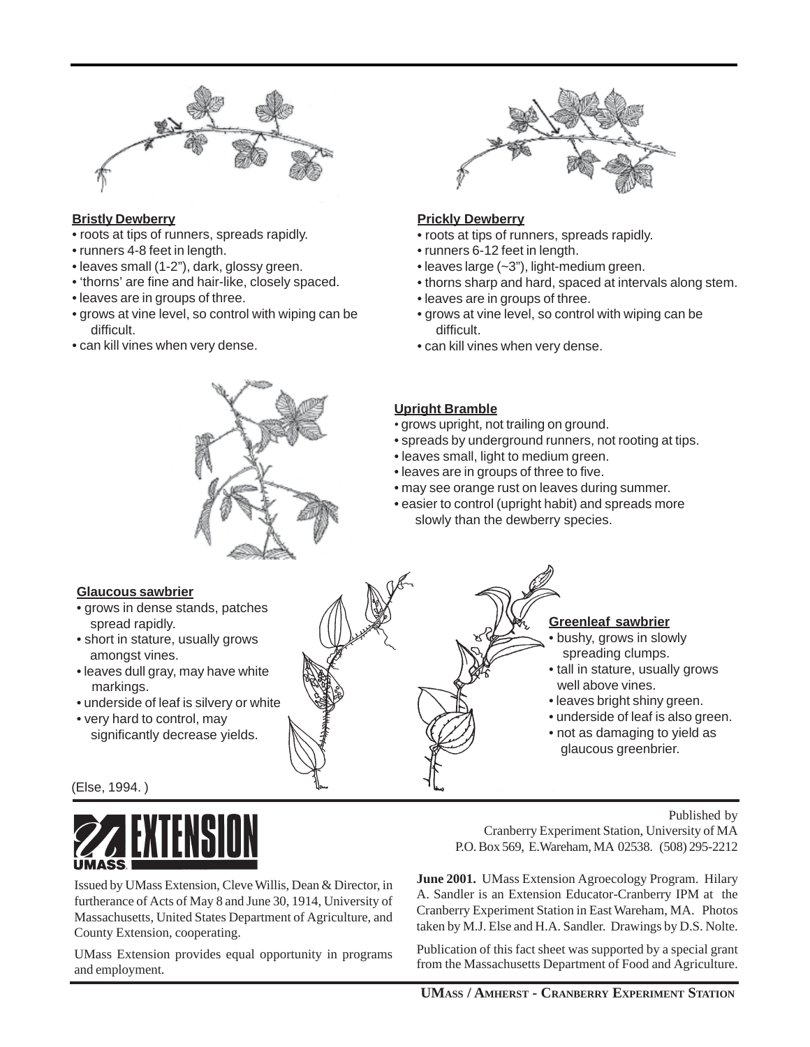**Bristly Dewberry**

- roots at tips of runners, spreads rapidly.
- runners 4-8 feet in length.
- leaves small (1-2"), dark, glossy green.
- 'thorns' are fine and hair-like, closely spaced.
- leaves are in groups of three.
- grows at vine level, so control with wiping can be difficult.
- can kill vines when very dense.

**Prickly Dewberry**

- roots at tips of runners, spreads rapidly.
- runners 6-12 feet in length.
- leaves large (~3"), light-medium green.
- thorns sharp and hard, spaced at intervals along stem.
- leaves are in groups of three.
- grows at vine level, so control with wiping can be difficult.
- can kill vines when very dense.

**Upright Bramble**

- grows upright, not trailing on ground.
- spreads by underground runners, not rooting at tips.
- leaves small, light to medium green.
- leaves are in groups of three to five.
- may see orange rust on leaves during summer.
- easier to control (upright habit) and spreads more slowly than the dewberry species.

**Glaucous sawbrier**

- grows in dense stands, patches spread rapidly.
- short in stature, usually grows amongst vines.
- leaves dull gray, may have white markings.
- underside of leaf is silvery or white
- very hard to control, may significantly decrease yields.

**Greenleaf sawbrier**

- bushy, grows in slowly spreading clumps.
- tall in stature, usually grows well above vines.
- leaves bright shiny green.
- underside of leaf is also green.
- not as damaging to yield as glaucous greenbrier.

(Else, 1994. )

UMASS EXTENSION

Published by
Cranberry Experiment Station, University of MA
P.O. Box 569, E.Wareham, MA 02538. (508) 295-2212

Issued by UMass Extension, Cleve Willis, Dean & Director, in furtherance of Acts of May 8 and June 30, 1914, University of Massachusetts, United States Department of Agriculture, and County Extension, cooperating.

UMass Extension provides equal opportunity in programs and employment.

**June 2001.** UMass Extension Agroecology Program. Hilary A. Sandler is an Extension Educator-Cranberry IPM at the Cranberry Experiment Station in East Wareham, MA. Photos taken by M.J. Else and H.A. Sandler. Drawings by D.S. Nolte.

Publication of this fact sheet was supported by a special grant from the Massachusetts Department of Food and Agriculture.